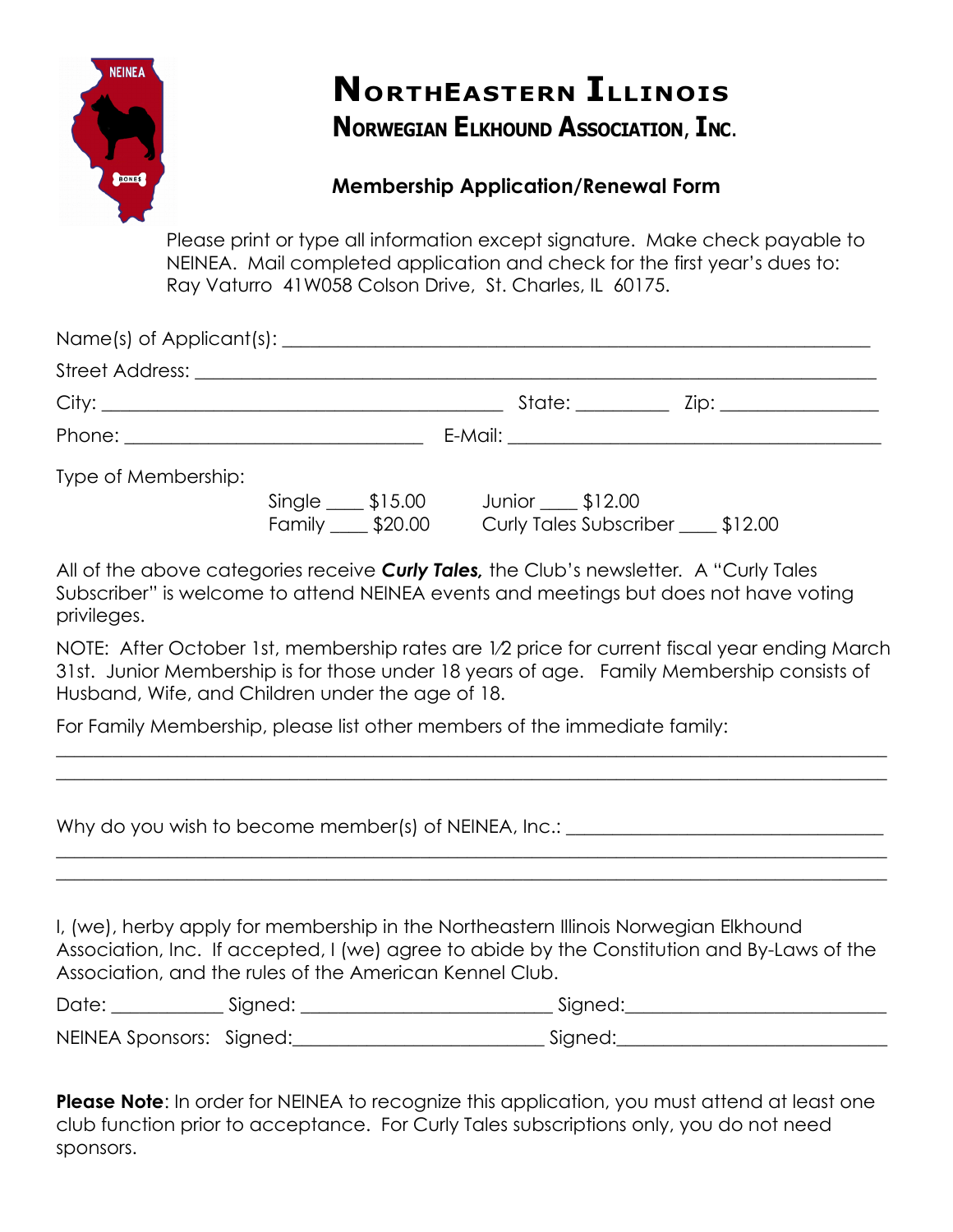# NORTHEASTERN ILLINOIS

## NORWEGIAN ELKHOUND ASSOCIATION, INC.

### Membership Application/Renewal Form

Please print or type all information except signature. Make check payable to NEINEA. Mail completed application and check for the first year's dues to: Ray Vaturro 41W058 Colson Drive, St. Charles, IL 60175.

Name(s) of Applicant(s): ______________________________________________

Street Address: ______________________________________________

City: ______________________________ State: __________ Zip: ________________

Phone: ______________________________ E-Mail: ______________________________

Type of Membership:

Single ____ $15.00 Junior ____ $12.00
Family ____ $20.00 Curly Tales Subscriber ____ $12.00

All of the above categories receive ***Curly Tales,*** the Club's newsletter. A "Curly Tales Subscriber" is welcome to attend NEINEA events and meetings but does not have voting privileges.

NOTE: After October 1st, membership rates are 1/2 price for current fiscal year ending March 31st. Junior Membership is for those under 18 years of age. Family Membership consists of Husband, Wife, and Children under the age of 18.

For Family Membership, please list other members of the immediate family:

______________________________________________________________________________

______________________________________________________________________________

Why do you wish to become member(s) of NEINEA, Inc.: ______________________________

______________________________________________________________________________

______________________________________________________________________________

I, (we), herby apply for membership in the Northeastern Illinois Norwegian Elkhound Association, Inc. If accepted, I (we) agree to abide by the Constitution and By-Laws of the Association, and the rules of the American Kennel Club.

Date: ____________ Signed: __________________________ Signed:__________________________

NEINEA Sponsors: Signed:__________________________ Signed:__________________________

**Please Note**: In order for NEINEA to recognize this application, you must attend at least one club function prior to acceptance. For Curly Tales subscriptions only, you do not need sponsors.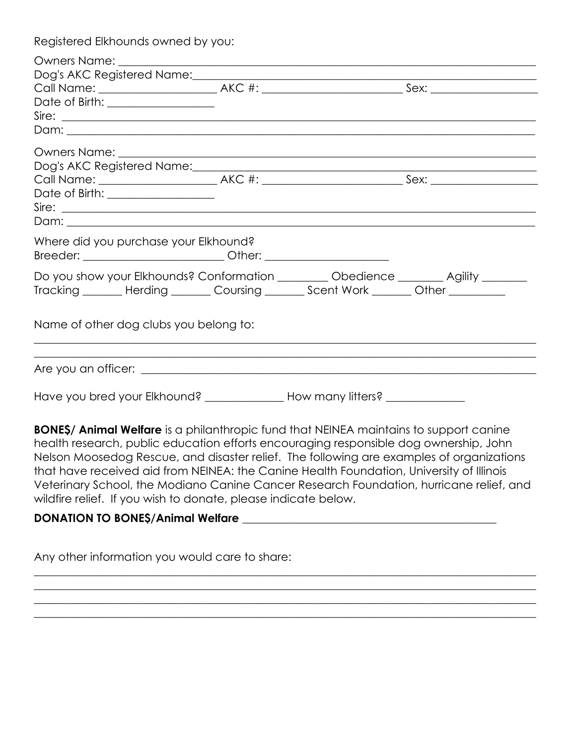Registered Elkhounds owned by you:

Owners Name: ______________________________________________________________
Dog's AKC Registered Name:___________________________________________________
Call Name: ____________________ AKC #: ________________________ Sex: ________________
Date of Birth: __________________
Sire: ________________________________________________________________________
Dam: ________________________________________________________________________

Owners Name: ______________________________________________________________
Dog's AKC Registered Name:___________________________________________________
Call Name: ____________________ AKC #: ________________________ Sex: ________________
Date of Birth: __________________
Sire: ________________________________________________________________________
Dam: ________________________________________________________________________

Where did you purchase your Elkhound?
Breeder: ________________________ Other: _____________________

Do you show your Elkhounds? Conformation _________ Obedience ________ Agility ________
Tracking _______ Herding _______ Coursing _______ Scent Work _______ Other __________

Name of other dog clubs you belong to:
______________________________________________________________________________
______________________________________________________________________________

Are you an officer: ____________________________________________________________

Have you bred your Elkhound? ______________ How many litters? ______________

**BONE$/ Animal Welfare** is a philanthropic fund that NEINEA maintains to support canine health research, public education efforts encouraging responsible dog ownership, John Nelson Moosedog Rescue, and disaster relief. The following are examples of organizations that have received aid from NEINEA: the Canine Health Foundation, University of Illinois Veterinary School, the Modiano Canine Cancer Research Foundation, hurricane relief, and wildfire relief. If you wish to donate, please indicate below.

**DONATION TO BONE$/Animal Welfare** ________________________________________________

Any other information you would care to share:
______________________________________________________________________________
______________________________________________________________________________
______________________________________________________________________________
______________________________________________________________________________